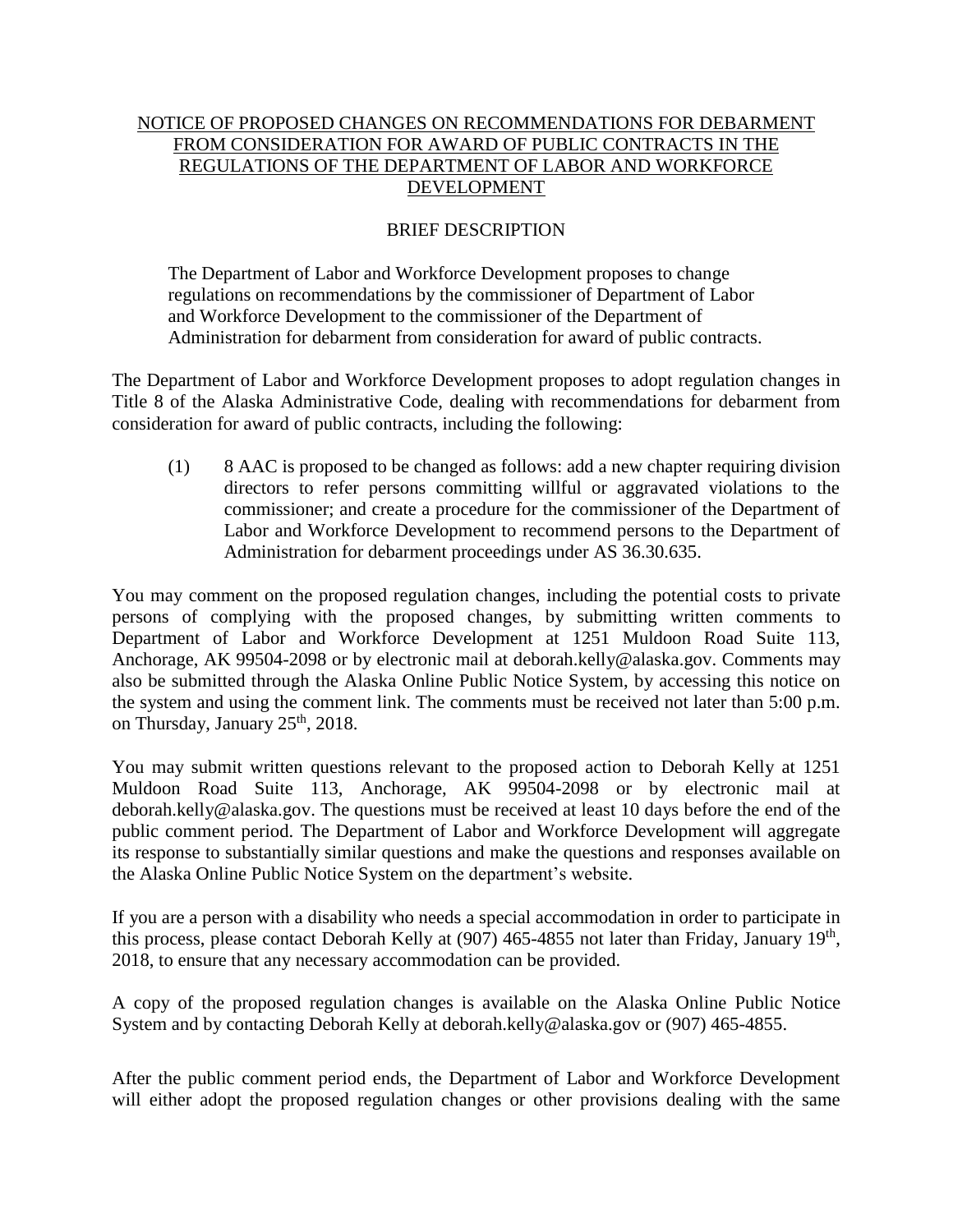# NOTICE OF PROPOSED CHANGES ON RECOMMENDATIONS FOR DEBARMENT FROM CONSIDERATION FOR AWARD OF PUBLIC CONTRACTS IN THE REGULATIONS OF THE DEPARTMENT OF LABOR AND WORKFORCE DEVELOPMENT

## BRIEF DESCRIPTION

The Department of Labor and Workforce Development proposes to change regulations on recommendations by the commissioner of Department of Labor and Workforce Development to the commissioner of the Department of Administration for debarment from consideration for award of public contracts.

The Department of Labor and Workforce Development proposes to adopt regulation changes in Title 8 of the Alaska Administrative Code, dealing with recommendations for debarment from consideration for award of public contracts, including the following:

(1) 8 AAC is proposed to be changed as follows: add a new chapter requiring division directors to refer persons committing willful or aggravated violations to the commissioner; and create a procedure for the commissioner of the Department of Labor and Workforce Development to recommend persons to the Department of Administration for debarment proceedings under AS 36.30.635.

You may comment on the proposed regulation changes, including the potential costs to private persons of complying with the proposed changes, by submitting written comments to Department of Labor and Workforce Development at 1251 Muldoon Road Suite 113, Anchorage, AK 99504-2098 or by electronic mail at deborah.kelly@alaska.gov. Comments may also be submitted through the Alaska Online Public Notice System, by accessing this notice on the system and using the comment link. The comments must be received not later than 5:00 p.m. on Thursday, January 25th, 2018.

You may submit written questions relevant to the proposed action to Deborah Kelly at 1251 Muldoon Road Suite 113, Anchorage, AK 99504-2098 or by electronic mail at deborah.kelly@alaska.gov. The questions must be received at least 10 days before the end of the public comment period. The Department of Labor and Workforce Development will aggregate its response to substantially similar questions and make the questions and responses available on the Alaska Online Public Notice System on the department's website.

If you are a person with a disability who needs a special accommodation in order to participate in this process, please contact Deborah Kelly at (907) 465-4855 not later than Friday, January 19th, 2018, to ensure that any necessary accommodation can be provided.

A copy of the proposed regulation changes is available on the Alaska Online Public Notice System and by contacting Deborah Kelly at deborah.kelly@alaska.gov or (907) 465-4855.

After the public comment period ends, the Department of Labor and Workforce Development will either adopt the proposed regulation changes or other provisions dealing with the same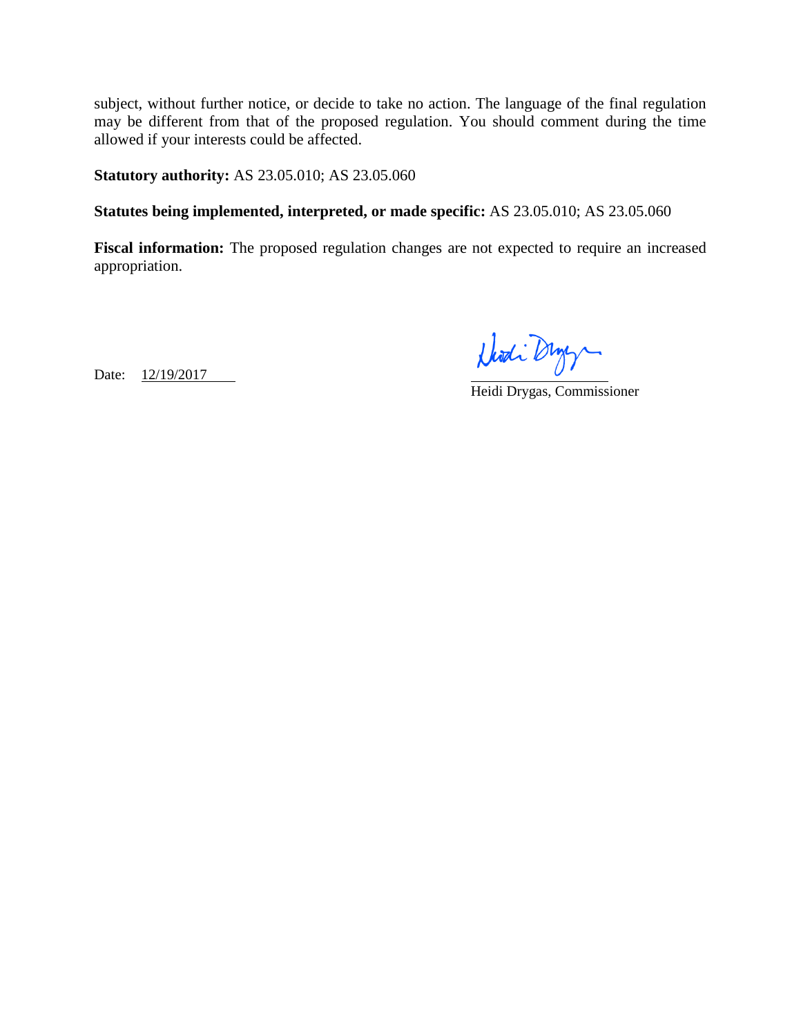subject, without further notice, or decide to take no action. The language of the final regulation may be different from that of the proposed regulation. You should comment during the time allowed if your interests could be affected.

**Statutory authority:** AS 23.05.010; AS 23.05.060

**Statutes being implemented, interpreted, or made specific:** AS 23.05.010; AS 23.05.060

**Fiscal information:** The proposed regulation changes are not expected to require an increased appropriation.

Date: 12/19/2017

Heidi Drygas, Commissioner